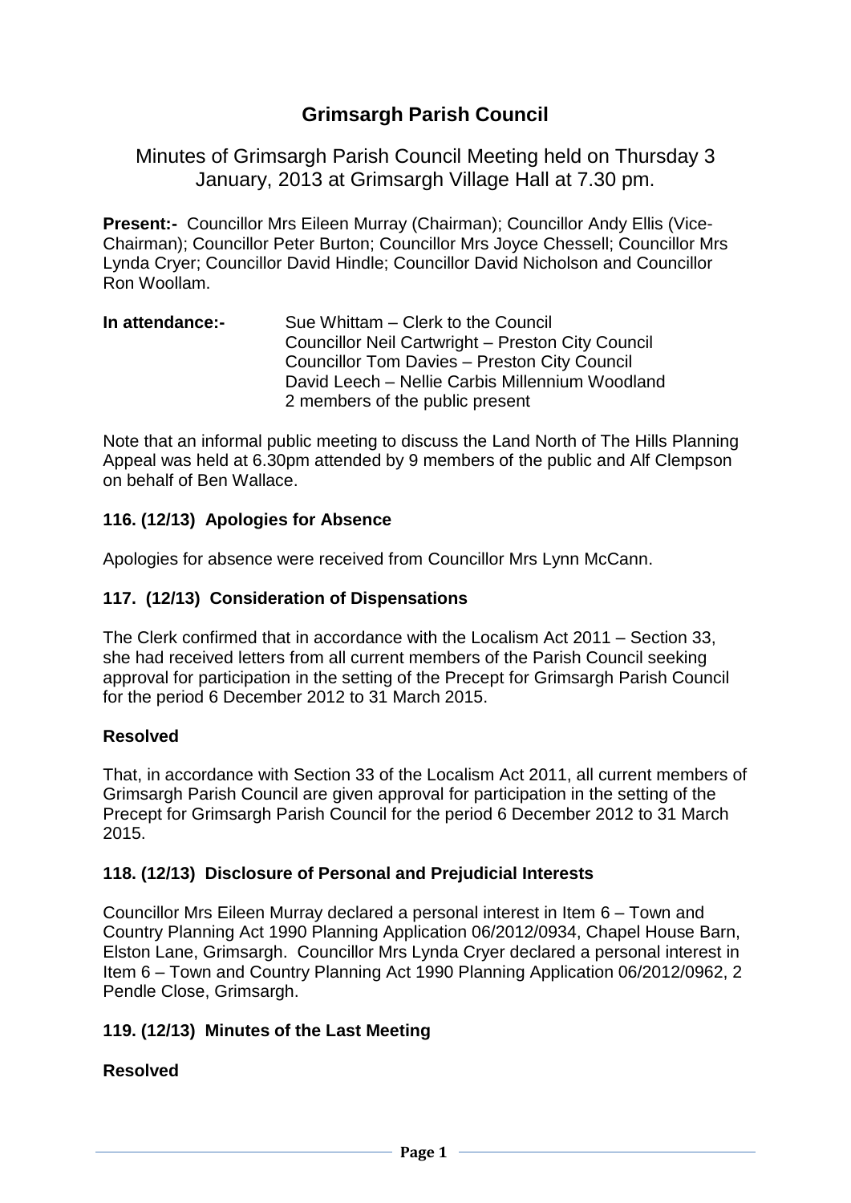# Grimsargh Parish Council

## Minutes of Grimsargh Parish Council Meeting held on Thursday 3 January, 2013 at Grimsargh Village Hall at 7.30 pm.

**Present:-** Councillor Mrs Eileen Murray (Chairman); Councillor Andy Ellis (Vice-Chairman); Councillor Peter Burton; Councillor Mrs Joyce Chessell; Councillor Mrs Lynda Cryer; Councillor David Hindle; Councillor David Nicholson and Councillor Ron Woollam.

**In attendance:-** Sue Whittam – Clerk to the Council
Councillor Neil Cartwright – Preston City Council
Councillor Tom Davies – Preston City Council
David Leech – Nellie Carbis Millennium Woodland
2 members of the public present

Note that an informal public meeting to discuss the Land North of The Hills Planning Appeal was held at 6.30pm attended by 9 members of the public and Alf Clempson on behalf of Ben Wallace.

### 116. (12/13) Apologies for Absence

Apologies for absence were received from Councillor Mrs Lynn McCann.

### 117. (12/13) Consideration of Dispensations

The Clerk confirmed that in accordance with the Localism Act 2011 – Section 33, she had received letters from all current members of the Parish Council seeking approval for participation in the setting of the Precept for Grimsargh Parish Council for the period 6 December 2012 to 31 March 2015.

**Resolved**

That, in accordance with Section 33 of the Localism Act 2011, all current members of Grimsargh Parish Council are given approval for participation in the setting of the Precept for Grimsargh Parish Council for the period 6 December 2012 to 31 March 2015.

### 118. (12/13) Disclosure of Personal and Prejudicial Interests

Councillor Mrs Eileen Murray declared a personal interest in Item 6 – Town and Country Planning Act 1990 Planning Application 06/2012/0934, Chapel House Barn, Elston Lane, Grimsargh. Councillor Mrs Lynda Cryer declared a personal interest in Item 6 – Town and Country Planning Act 1990 Planning Application 06/2012/0962, 2 Pendle Close, Grimsargh.

### 119. (12/13) Minutes of the Last Meeting

**Resolved**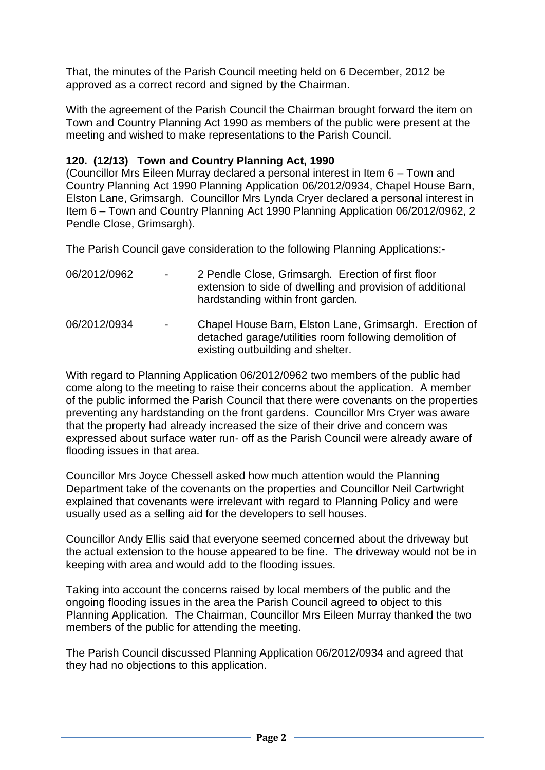That, the minutes of the Parish Council meeting held on 6 December, 2012 be approved as a correct record and signed by the Chairman.

With the agreement of the Parish Council the Chairman brought forward the item on Town and Country Planning Act 1990 as members of the public were present at the meeting and wished to make representations to the Parish Council.

### 120. (12/13) Town and Country Planning Act, 1990

(Councillor Mrs Eileen Murray declared a personal interest in Item 6 – Town and Country Planning Act 1990 Planning Application 06/2012/0934, Chapel House Barn, Elston Lane, Grimsargh. Councillor Mrs Lynda Cryer declared a personal interest in Item 6 – Town and Country Planning Act 1990 Planning Application 06/2012/0962, 2 Pendle Close, Grimsargh).

The Parish Council gave consideration to the following Planning Applications:-

| | | |
|---|---|---|
| 06/2012/0962 | - | 2 Pendle Close, Grimsargh. Erection of first floor extension to side of dwelling and provision of additional hardstanding within front garden. |
| 06/2012/0934 | - | Chapel House Barn, Elston Lane, Grimsargh. Erection of detached garage/utilities room following demolition of existing outbuilding and shelter. |

With regard to Planning Application 06/2012/0962 two members of the public had come along to the meeting to raise their concerns about the application. A member of the public informed the Parish Council that there were covenants on the properties preventing any hardstanding on the front gardens. Councillor Mrs Cryer was aware that the property had already increased the size of their drive and concern was expressed about surface water run- off as the Parish Council were already aware of flooding issues in that area.

Councillor Mrs Joyce Chessell asked how much attention would the Planning Department take of the covenants on the properties and Councillor Neil Cartwright explained that covenants were irrelevant with regard to Planning Policy and were usually used as a selling aid for the developers to sell houses.

Councillor Andy Ellis said that everyone seemed concerned about the driveway but the actual extension to the house appeared to be fine. The driveway would not be in keeping with area and would add to the flooding issues.

Taking into account the concerns raised by local members of the public and the ongoing flooding issues in the area the Parish Council agreed to object to this Planning Application. The Chairman, Councillor Mrs Eileen Murray thanked the two members of the public for attending the meeting.

The Parish Council discussed Planning Application 06/2012/0934 and agreed that they had no objections to this application.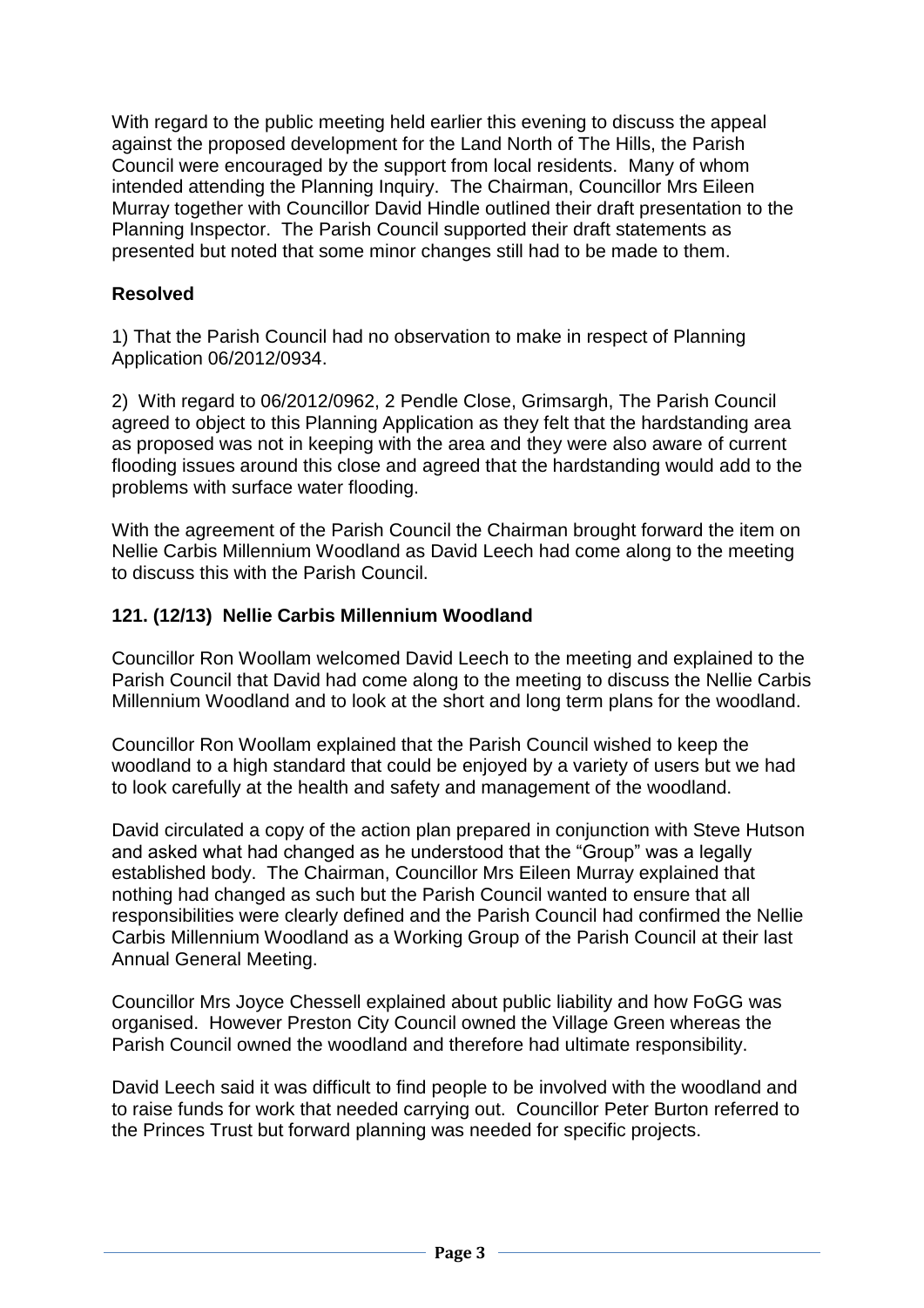With regard to the public meeting held earlier this evening to discuss the appeal against the proposed development for the Land North of The Hills, the Parish Council were encouraged by the support from local residents. Many of whom intended attending the Planning Inquiry. The Chairman, Councillor Mrs Eileen Murray together with Councillor David Hindle outlined their draft presentation to the Planning Inspector. The Parish Council supported their draft statements as presented but noted that some minor changes still had to be made to them.

**Resolved**

1) That the Parish Council had no observation to make in respect of Planning Application 06/2012/0934.

2) With regard to 06/2012/0962, 2 Pendle Close, Grimsargh, The Parish Council agreed to object to this Planning Application as they felt that the hardstanding area as proposed was not in keeping with the area and they were also aware of current flooding issues around this close and agreed that the hardstanding would add to the problems with surface water flooding.

With the agreement of the Parish Council the Chairman brought forward the item on Nellie Carbis Millennium Woodland as David Leech had come along to the meeting to discuss this with the Parish Council.

### 121. (12/13) Nellie Carbis Millennium Woodland

Councillor Ron Woollam welcomed David Leech to the meeting and explained to the Parish Council that David had come along to the meeting to discuss the Nellie Carbis Millennium Woodland and to look at the short and long term plans for the woodland.

Councillor Ron Woollam explained that the Parish Council wished to keep the woodland to a high standard that could be enjoyed by a variety of users but we had to look carefully at the health and safety and management of the woodland.

David circulated a copy of the action plan prepared in conjunction with Steve Hutson and asked what had changed as he understood that the "Group" was a legally established body. The Chairman, Councillor Mrs Eileen Murray explained that nothing had changed as such but the Parish Council wanted to ensure that all responsibilities were clearly defined and the Parish Council had confirmed the Nellie Carbis Millennium Woodland as a Working Group of the Parish Council at their last Annual General Meeting.

Councillor Mrs Joyce Chessell explained about public liability and how FoGG was organised. However Preston City Council owned the Village Green whereas the Parish Council owned the woodland and therefore had ultimate responsibility.

David Leech said it was difficult to find people to be involved with the woodland and to raise funds for work that needed carrying out. Councillor Peter Burton referred to the Princes Trust but forward planning was needed for specific projects.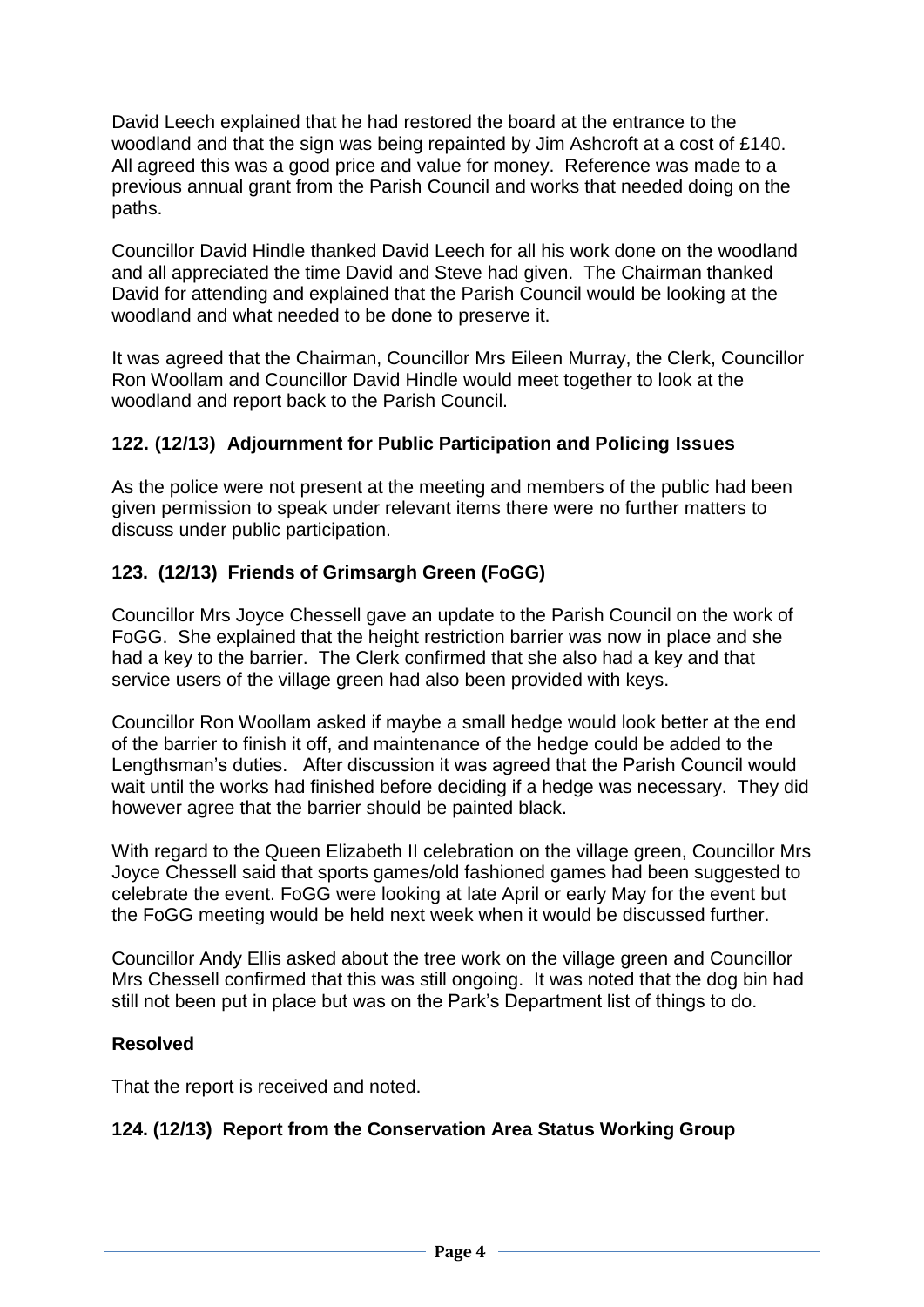David Leech explained that he had restored the board at the entrance to the woodland and that the sign was being repainted by Jim Ashcroft at a cost of £140. All agreed this was a good price and value for money. Reference was made to a previous annual grant from the Parish Council and works that needed doing on the paths.

Councillor David Hindle thanked David Leech for all his work done on the woodland and all appreciated the time David and Steve had given. The Chairman thanked David for attending and explained that the Parish Council would be looking at the woodland and what needed to be done to preserve it.

It was agreed that the Chairman, Councillor Mrs Eileen Murray, the Clerk, Councillor Ron Woollam and Councillor David Hindle would meet together to look at the woodland and report back to the Parish Council.

## 122. (12/13) Adjournment for Public Participation and Policing Issues

As the police were not present at the meeting and members of the public had been given permission to speak under relevant items there were no further matters to discuss under public participation.

## 123. (12/13) Friends of Grimsargh Green (FoGG)

Councillor Mrs Joyce Chessell gave an update to the Parish Council on the work of FoGG. She explained that the height restriction barrier was now in place and she had a key to the barrier. The Clerk confirmed that she also had a key and that service users of the village green had also been provided with keys.

Councillor Ron Woollam asked if maybe a small hedge would look better at the end of the barrier to finish it off, and maintenance of the hedge could be added to the Lengthsman's duties. After discussion it was agreed that the Parish Council would wait until the works had finished before deciding if a hedge was necessary. They did however agree that the barrier should be painted black.

With regard to the Queen Elizabeth II celebration on the village green, Councillor Mrs Joyce Chessell said that sports games/old fashioned games had been suggested to celebrate the event. FoGG were looking at late April or early May for the event but the FoGG meeting would be held next week when it would be discussed further.

Councillor Andy Ellis asked about the tree work on the village green and Councillor Mrs Chessell confirmed that this was still ongoing. It was noted that the dog bin had still not been put in place but was on the Park's Department list of things to do.

**Resolved**

That the report is received and noted.

## 124. (12/13) Report from the Conservation Area Status Working Group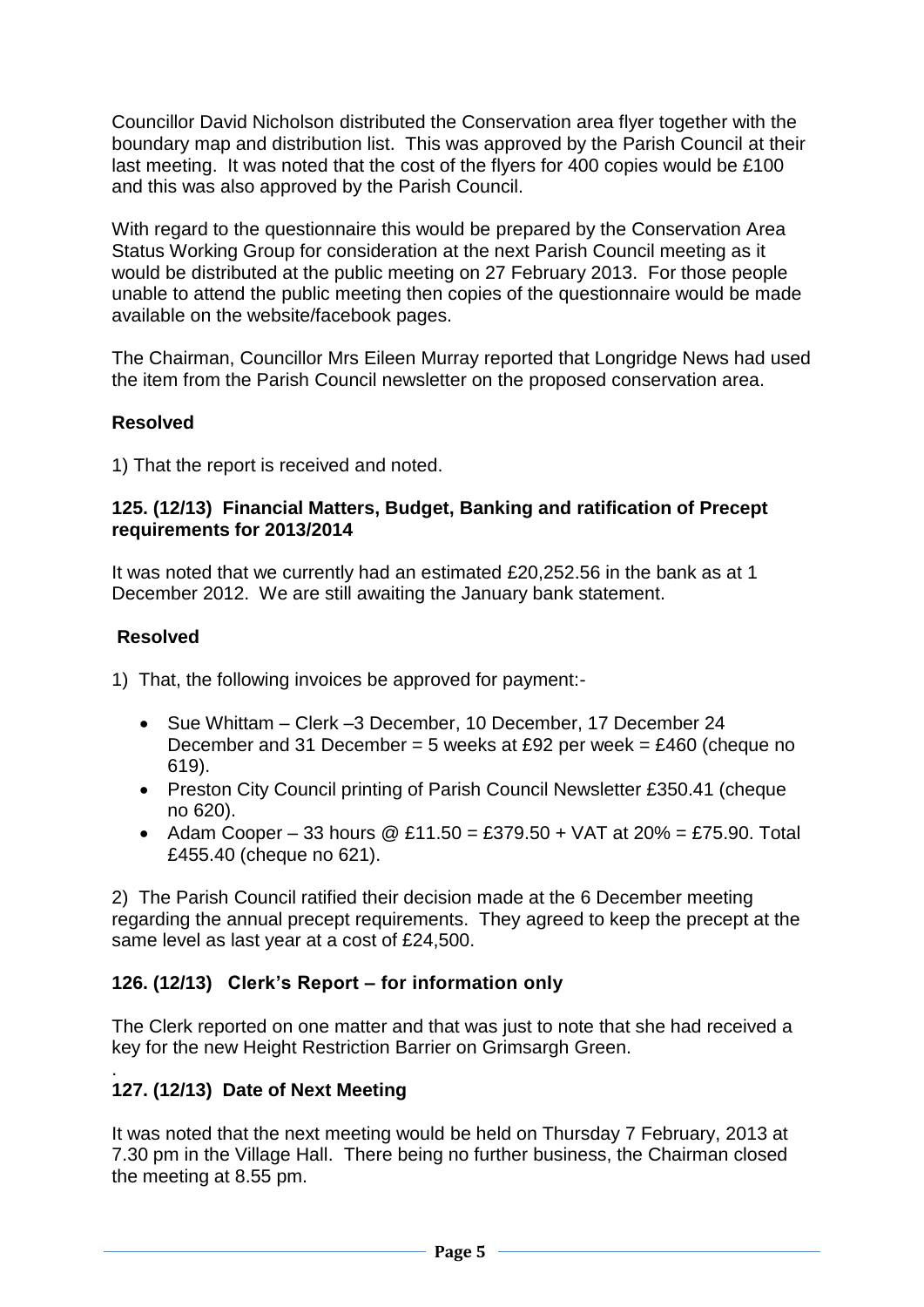Councillor David Nicholson distributed the Conservation area flyer together with the boundary map and distribution list. This was approved by the Parish Council at their last meeting. It was noted that the cost of the flyers for 400 copies would be £100 and this was also approved by the Parish Council.

With regard to the questionnaire this would be prepared by the Conservation Area Status Working Group for consideration at the next Parish Council meeting as it would be distributed at the public meeting on 27 February 2013. For those people unable to attend the public meeting then copies of the questionnaire would be made available on the website/facebook pages.

The Chairman, Councillor Mrs Eileen Murray reported that Longridge News had used the item from the Parish Council newsletter on the proposed conservation area.

**Resolved**

1) That the report is received and noted.

### 125. (12/13) Financial Matters, Budget, Banking and ratification of Precept requirements for 2013/2014

It was noted that we currently had an estimated £20,252.56 in the bank as at 1 December 2012. We are still awaiting the January bank statement.

**Resolved**

1) That, the following invoices be approved for payment:-

- Sue Whittam – Clerk –3 December, 10 December, 17 December 24 December and 31 December = 5 weeks at £92 per week = £460 (cheque no 619).
- Preston City Council printing of Parish Council Newsletter £350.41 (cheque no 620).
- Adam Cooper – 33 hours @ £11.50 = £379.50 + VAT at 20% = £75.90. Total £455.40 (cheque no 621).

2) The Parish Council ratified their decision made at the 6 December meeting regarding the annual precept requirements. They agreed to keep the precept at the same level as last year at a cost of £24,500.

### 126. (12/13) Clerk's Report – for information only

The Clerk reported on one matter and that was just to note that she had received a key for the new Height Restriction Barrier on Grimsargh Green.

.

### 127. (12/13) Date of Next Meeting

It was noted that the next meeting would be held on Thursday 7 February, 2013 at 7.30 pm in the Village Hall. There being no further business, the Chairman closed the meeting at 8.55 pm.